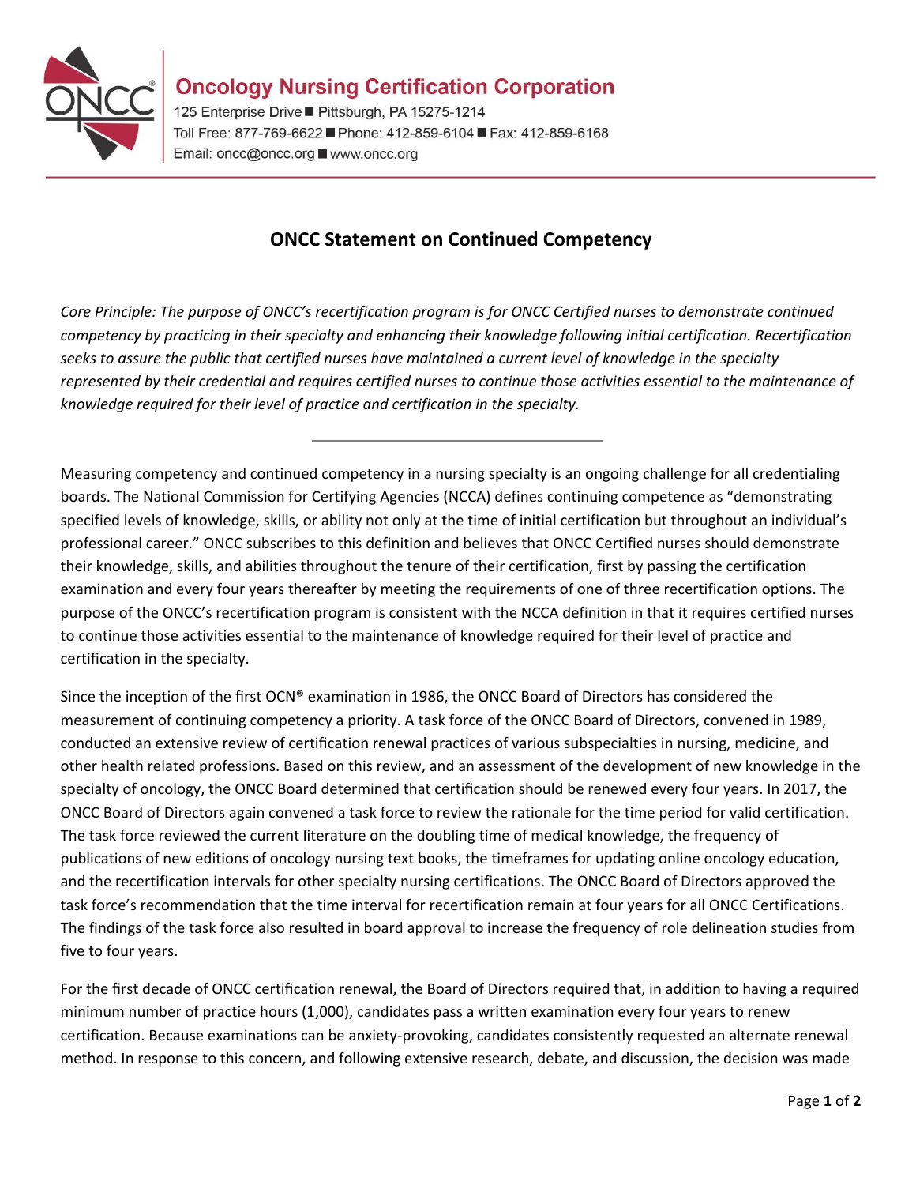**Oncology Nursing Certification Corporation**

125 Enterprise Drive ■ Pittsburgh, PA 15275-1214
Toll Free: 877-769-6622 ■ Phone: 412-859-6104 ■ Fax: 412-859-6168
Email: oncc@oncc.org ■ www.oncc.org

# ONCC Statement on Continued Competency

*Core Principle: The purpose of ONCC's recertification program is for ONCC Certified nurses to demonstrate continued competency by practicing in their specialty and enhancing their knowledge following initial certification. Recertification seeks to assure the public that certified nurses have maintained a current level of knowledge in the specialty represented by their credential and requires certified nurses to continue those activities essential to the maintenance of knowledge required for their level of practice and certification in the specialty.*

---

Measuring competency and continued competency in a nursing specialty is an ongoing challenge for all credentialing boards. The National Commission for Certifying Agencies (NCCA) defines continuing competence as "demonstrating specified levels of knowledge, skills, or ability not only at the time of initial certification but throughout an individual's professional career." ONCC subscribes to this definition and believes that ONCC Certified nurses should demonstrate their knowledge, skills, and abilities throughout the tenure of their certification, first by passing the certification examination and every four years thereafter by meeting the requirements of one of three recertification options. The purpose of the ONCC's recertification program is consistent with the NCCA definition in that it requires certified nurses to continue those activities essential to the maintenance of knowledge required for their level of practice and certification in the specialty.

Since the inception of the first OCN® examination in 1986, the ONCC Board of Directors has considered the measurement of continuing competency a priority. A task force of the ONCC Board of Directors, convened in 1989, conducted an extensive review of certification renewal practices of various subspecialties in nursing, medicine, and other health related professions. Based on this review, and an assessment of the development of new knowledge in the specialty of oncology, the ONCC Board determined that certification should be renewed every four years. In 2017, the ONCC Board of Directors again convened a task force to review the rationale for the time period for valid certification. The task force reviewed the current literature on the doubling time of medical knowledge, the frequency of publications of new editions of oncology nursing text books, the timeframes for updating online oncology education, and the recertification intervals for other specialty nursing certifications. The ONCC Board of Directors approved the task force's recommendation that the time interval for recertification remain at four years for all ONCC Certifications. The findings of the task force also resulted in board approval to increase the frequency of role delineation studies from five to four years.

For the first decade of ONCC certification renewal, the Board of Directors required that, in addition to having a required minimum number of practice hours (1,000), candidates pass a written examination every four years to renew certification. Because examinations can be anxiety-provoking, candidates consistently requested an alternate renewal method. In response to this concern, and following extensive research, debate, and discussion, the decision was made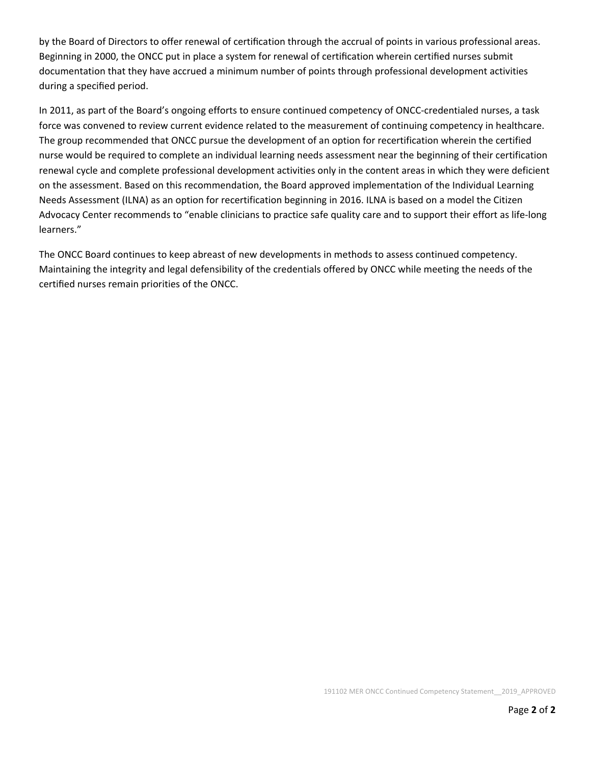by the Board of Directors to offer renewal of certification through the accrual of points in various professional areas. Beginning in 2000, the ONCC put in place a system for renewal of certification wherein certified nurses submit documentation that they have accrued a minimum number of points through professional development activities during a specified period.

In 2011, as part of the Board's ongoing efforts to ensure continued competency of ONCC-credentialed nurses, a task force was convened to review current evidence related to the measurement of continuing competency in healthcare. The group recommended that ONCC pursue the development of an option for recertification wherein the certified nurse would be required to complete an individual learning needs assessment near the beginning of their certification renewal cycle and complete professional development activities only in the content areas in which they were deficient on the assessment. Based on this recommendation, the Board approved implementation of the Individual Learning Needs Assessment (ILNA) as an option for recertification beginning in 2016. ILNA is based on a model the Citizen Advocacy Center recommends to "enable clinicians to practice safe quality care and to support their effort as life-long learners."

The ONCC Board continues to keep abreast of new developments in methods to assess continued competency. Maintaining the integrity and legal defensibility of the credentials offered by ONCC while meeting the needs of the certified nurses remain priorities of the ONCC.